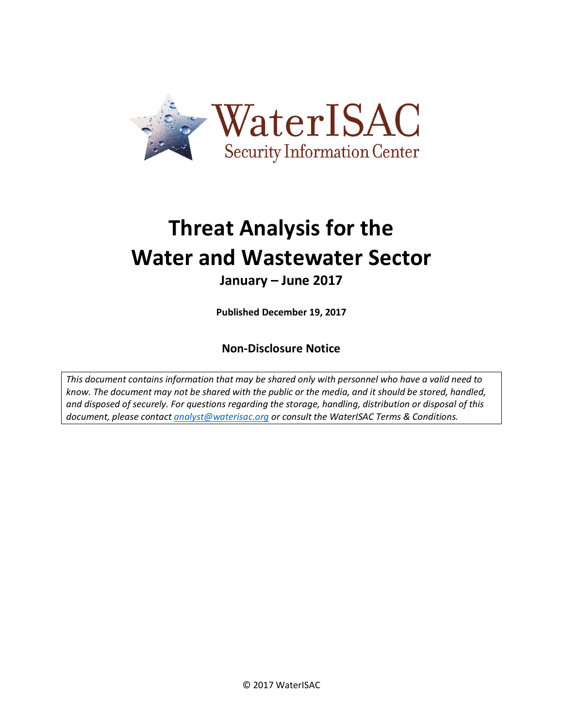WaterISAC

Security Information Center

# Threat Analysis for the Water and Wastewater Sector

## January – June 2017

**Published December 19, 2017**

### Non-Disclosure Notice

*This document contains information that may be shared only with personnel who have a valid need to know. The document may not be shared with the public or the media, and it should be stored, handled, and disposed of securely. For questions regarding the storage, handling, distribution or disposal of this document, please contact analyst@waterisac.org or consult the WaterISAC Terms & Conditions.*

© 2017 WaterISAC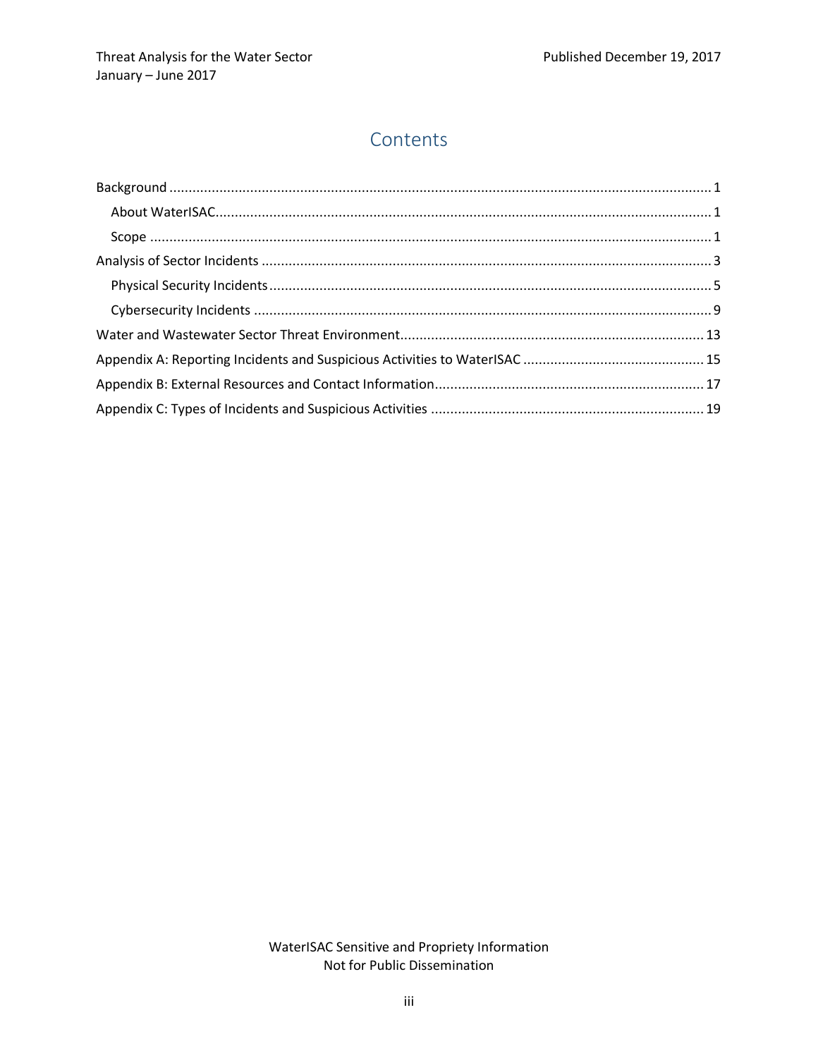# Contents

- Background ........................................................ 1
  - About WaterISAC ........................................................ 1
  - Scope ........................................................ 1
- Analysis of Sector Incidents ........................................................ 3
  - Physical Security Incidents ........................................................ 5
  - Cybersecurity Incidents ........................................................ 9
- Water and Wastewater Sector Threat Environment ........................................................ 13
- Appendix A: Reporting Incidents and Suspicious Activities to WaterISAC ........................................................ 15
- Appendix B: External Resources and Contact Information ........................................................ 17
- Appendix C: Types of Incidents and Suspicious Activities ........................................................ 19

WaterISAC Sensitive and Propriety Information
Not for Public Dissemination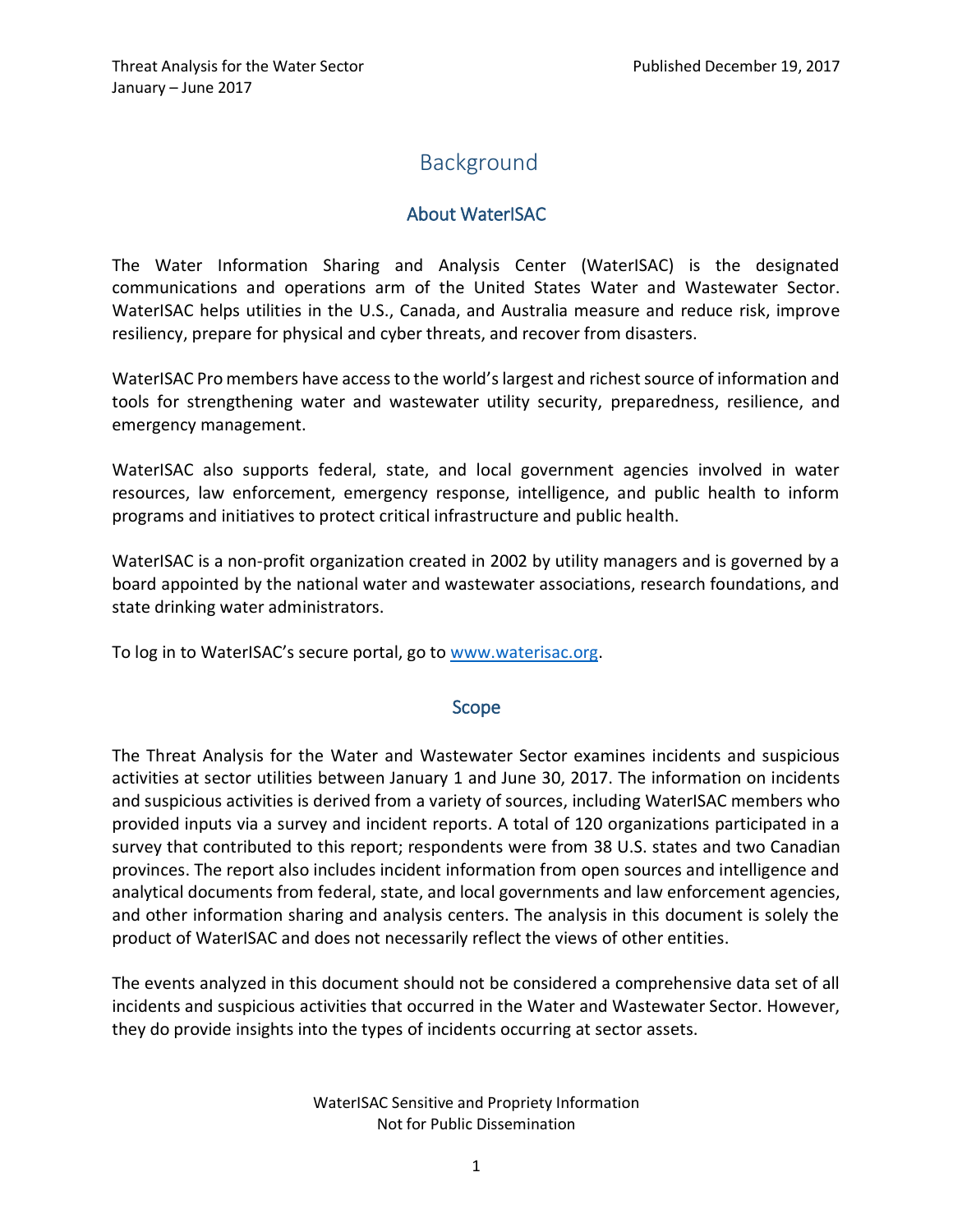# Background

## About WaterISAC

The Water Information Sharing and Analysis Center (WaterISAC) is the designated communications and operations arm of the United States Water and Wastewater Sector. WaterISAC helps utilities in the U.S., Canada, and Australia measure and reduce risk, improve resiliency, prepare for physical and cyber threats, and recover from disasters.

WaterISAC Pro members have access to the world's largest and richest source of information and tools for strengthening water and wastewater utility security, preparedness, resilience, and emergency management.

WaterISAC also supports federal, state, and local government agencies involved in water resources, law enforcement, emergency response, intelligence, and public health to inform programs and initiatives to protect critical infrastructure and public health.

WaterISAC is a non-profit organization created in 2002 by utility managers and is governed by a board appointed by the national water and wastewater associations, research foundations, and state drinking water administrators.

To log in to WaterISAC's secure portal, go to www.waterisac.org.

## Scope

The Threat Analysis for the Water and Wastewater Sector examines incidents and suspicious activities at sector utilities between January 1 and June 30, 2017. The information on incidents and suspicious activities is derived from a variety of sources, including WaterISAC members who provided inputs via a survey and incident reports. A total of 120 organizations participated in a survey that contributed to this report; respondents were from 38 U.S. states and two Canadian provinces. The report also includes incident information from open sources and intelligence and analytical documents from federal, state, and local governments and law enforcement agencies, and other information sharing and analysis centers. The analysis in this document is solely the product of WaterISAC and does not necessarily reflect the views of other entities.

The events analyzed in this document should not be considered a comprehensive data set of all incidents and suspicious activities that occurred in the Water and Wastewater Sector. However, they do provide insights into the types of incidents occurring at sector assets.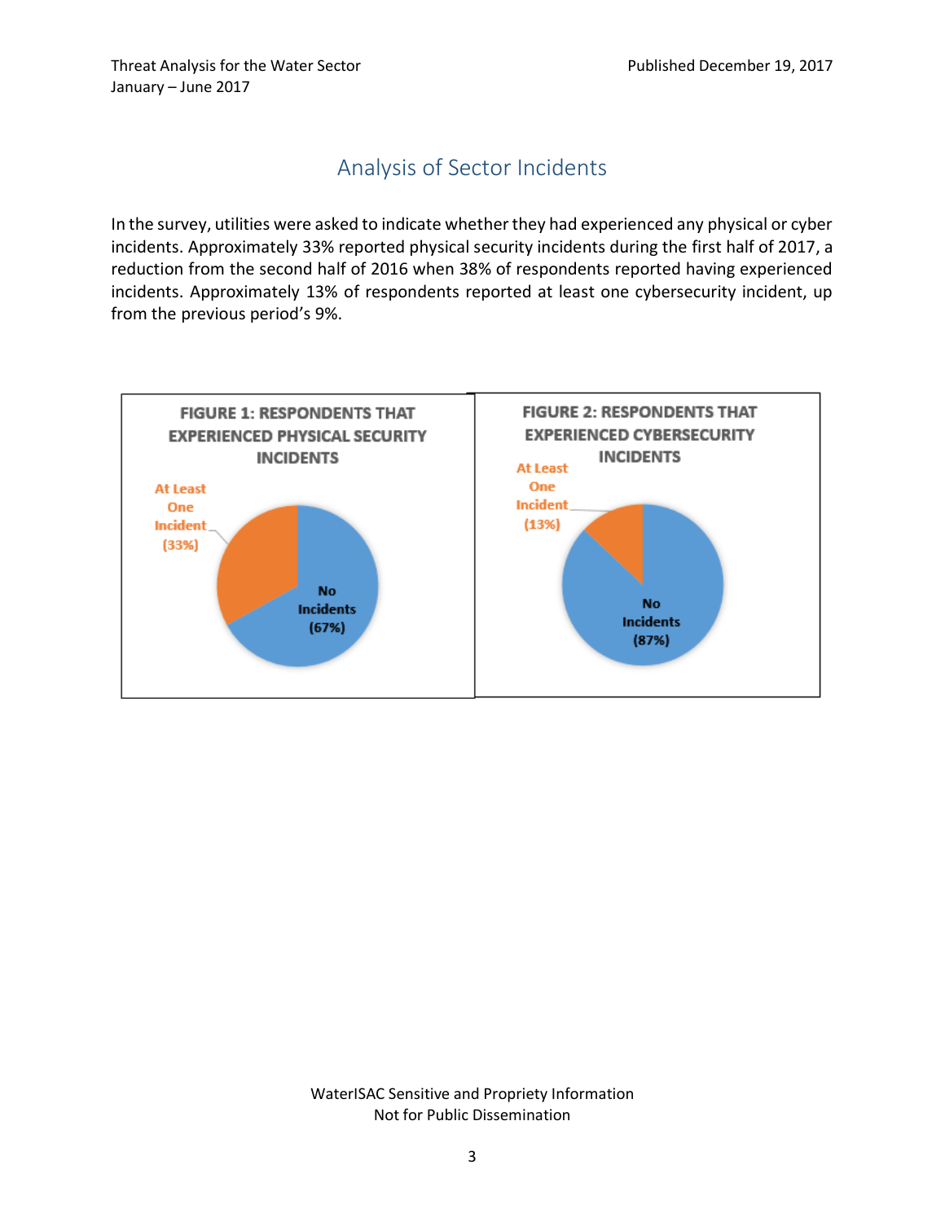## Analysis of Sector Incidents

In the survey, utilities were asked to indicate whether they had experienced any physical or cyber incidents. Approximately 33% reported physical security incidents during the first half of 2017, a reduction from the second half of 2016 when 38% of respondents reported having experienced incidents. Approximately 13% of respondents reported at least one cybersecurity incident, up from the previous period's 9%.

**FIGURE 1: RESPONDENTS THAT EXPERIENCED PHYSICAL SECURITY INCIDENTS**

At Least One Incident (33%)

No Incidents (67%)

**FIGURE 2: RESPONDENTS THAT EXPERIENCED CYBERSECURITY INCIDENTS**

At Least One Incident (13%)

No Incidents (87%)

WaterISAC Sensitive and Propriety Information
Not for Public Dissemination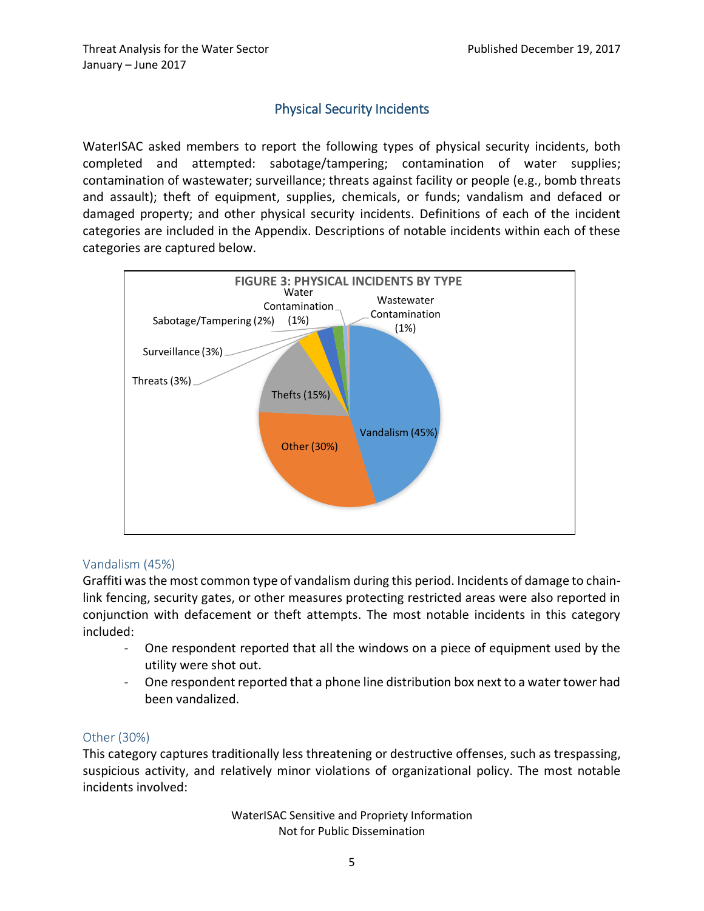## Physical Security Incidents

WaterISAC asked members to report the following types of physical security incidents, both completed and attempted: sabotage/tampering; contamination of water supplies; contamination of wastewater; surveillance; threats against facility or people (e.g., bomb threats and assault); theft of equipment, supplies, chemicals, or funds; vandalism and defaced or damaged property; and other physical security incidents. Definitions of each of the incident categories are included in the Appendix. Descriptions of notable incidents within each of these categories are captured below.

**FIGURE 3: PHYSICAL INCIDENTS BY TYPE**

| Type | Percent |
| --- | --- |
| Vandalism | 45% |
| Other | 30% |
| Thefts | 15% |
| Threats | 3% |
| Surveillance | 3% |
| Sabotage/Tampering | 2% |
| Water Contamination | 1% |
| Wastewater Contamination | 1% |

### Vandalism (45%)

Graffiti was the most common type of vandalism during this period. Incidents of damage to chain-link fencing, security gates, or other measures protecting restricted areas were also reported in conjunction with defacement or theft attempts. The most notable incidents in this category included:

- One respondent reported that all the windows on a piece of equipment used by the utility were shot out.
- One respondent reported that a phone line distribution box next to a water tower had been vandalized.

### Other (30%)

This category captures traditionally less threatening or destructive offenses, such as trespassing, suspicious activity, and relatively minor violations of organizational policy. The most notable incidents involved:

WaterISAC Sensitive and Propriety Information
Not for Public Dissemination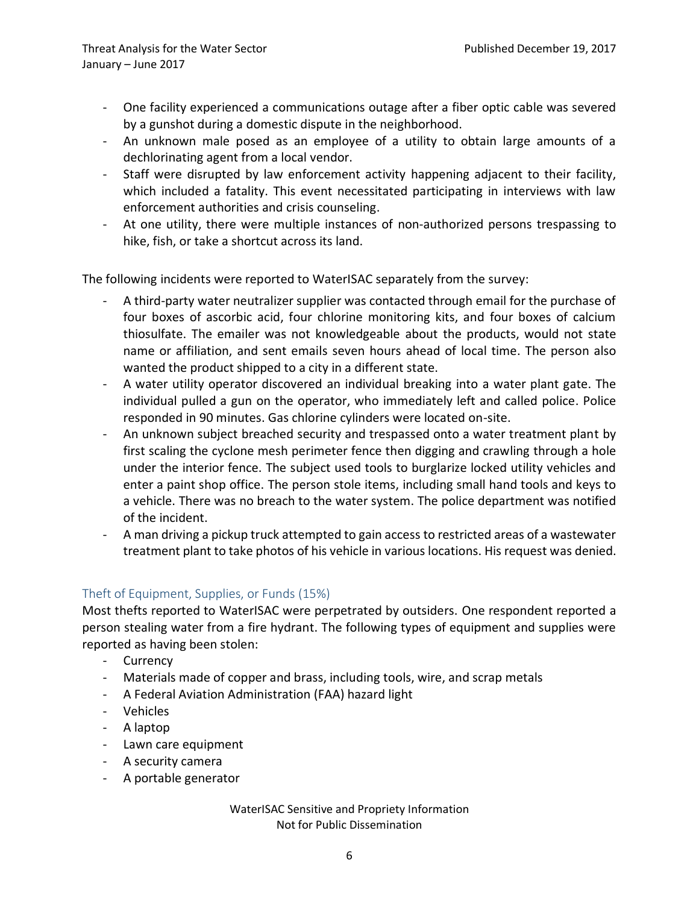- One facility experienced a communications outage after a fiber optic cable was severed by a gunshot during a domestic dispute in the neighborhood.
- An unknown male posed as an employee of a utility to obtain large amounts of a dechlorinating agent from a local vendor.
- Staff were disrupted by law enforcement activity happening adjacent to their facility, which included a fatality. This event necessitated participating in interviews with law enforcement authorities and crisis counseling.
- At one utility, there were multiple instances of non-authorized persons trespassing to hike, fish, or take a shortcut across its land.

The following incidents were reported to WaterISAC separately from the survey:

- A third-party water neutralizer supplier was contacted through email for the purchase of four boxes of ascorbic acid, four chlorine monitoring kits, and four boxes of calcium thiosulfate. The emailer was not knowledgeable about the products, would not state name or affiliation, and sent emails seven hours ahead of local time. The person also wanted the product shipped to a city in a different state.
- A water utility operator discovered an individual breaking into a water plant gate. The individual pulled a gun on the operator, who immediately left and called police. Police responded in 90 minutes. Gas chlorine cylinders were located on-site.
- An unknown subject breached security and trespassed onto a water treatment plant by first scaling the cyclone mesh perimeter fence then digging and crawling through a hole under the interior fence. The subject used tools to burglarize locked utility vehicles and enter a paint shop office. The person stole items, including small hand tools and keys to a vehicle. There was no breach to the water system. The police department was notified of the incident.
- A man driving a pickup truck attempted to gain access to restricted areas of a wastewater treatment plant to take photos of his vehicle in various locations. His request was denied.

### Theft of Equipment, Supplies, or Funds (15%)

Most thefts reported to WaterISAC were perpetrated by outsiders. One respondent reported a person stealing water from a fire hydrant. The following types of equipment and supplies were reported as having been stolen:

- Currency
- Materials made of copper and brass, including tools, wire, and scrap metals
- A Federal Aviation Administration (FAA) hazard light
- Vehicles
- A laptop
- Lawn care equipment
- A security camera
- A portable generator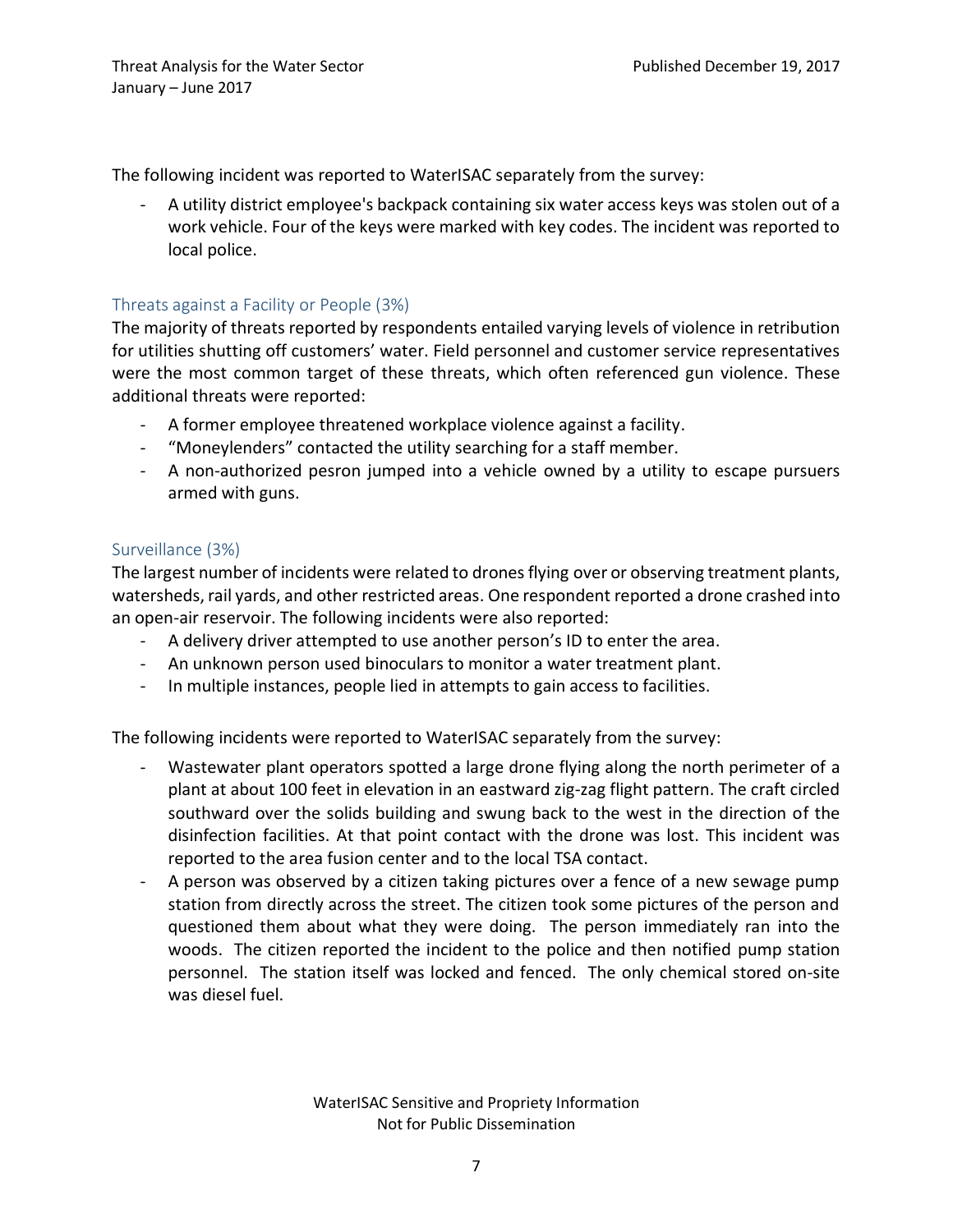The following incident was reported to WaterISAC separately from the survey:

- A utility district employee's backpack containing six water access keys was stolen out of a work vehicle. Four of the keys were marked with key codes. The incident was reported to local police.

### Threats against a Facility or People (3%)

The majority of threats reported by respondents entailed varying levels of violence in retribution for utilities shutting off customers' water. Field personnel and customer service representatives were the most common target of these threats, which often referenced gun violence. These additional threats were reported:

- A former employee threatened workplace violence against a facility.
- "Moneylenders" contacted the utility searching for a staff member.
- A non-authorized pesron jumped into a vehicle owned by a utility to escape pursuers armed with guns.

### Surveillance (3%)

The largest number of incidents were related to drones flying over or observing treatment plants, watersheds, rail yards, and other restricted areas. One respondent reported a drone crashed into an open-air reservoir. The following incidents were also reported:

- A delivery driver attempted to use another person's ID to enter the area.
- An unknown person used binoculars to monitor a water treatment plant.
- In multiple instances, people lied in attempts to gain access to facilities.

The following incidents were reported to WaterISAC separately from the survey:

- Wastewater plant operators spotted a large drone flying along the north perimeter of a plant at about 100 feet in elevation in an eastward zig-zag flight pattern. The craft circled southward over the solids building and swung back to the west in the direction of the disinfection facilities. At that point contact with the drone was lost. This incident was reported to the area fusion center and to the local TSA contact.
- A person was observed by a citizen taking pictures over a fence of a new sewage pump station from directly across the street. The citizen took some pictures of the person and questioned them about what they were doing. The person immediately ran into the woods. The citizen reported the incident to the police and then notified pump station personnel. The station itself was locked and fenced. The only chemical stored on-site was diesel fuel.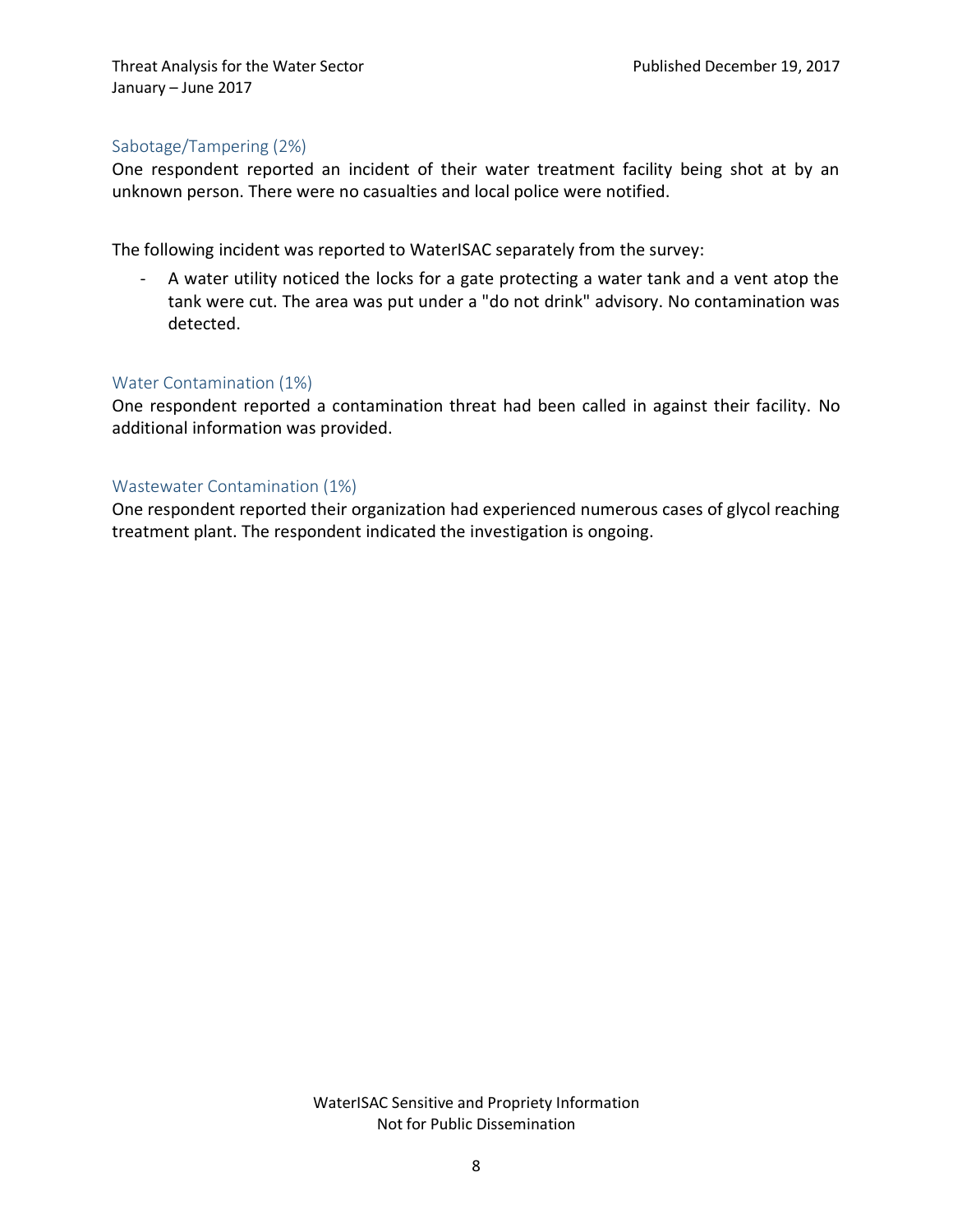### Sabotage/Tampering (2%)

One respondent reported an incident of their water treatment facility being shot at by an unknown person. There were no casualties and local police were notified.

The following incident was reported to WaterISAC separately from the survey:

- A water utility noticed the locks for a gate protecting a water tank and a vent atop the tank were cut. The area was put under a "do not drink" advisory. No contamination was detected.

### Water Contamination (1%)

One respondent reported a contamination threat had been called in against their facility. No additional information was provided.

### Wastewater Contamination (1%)

One respondent reported their organization had experienced numerous cases of glycol reaching treatment plant. The respondent indicated the investigation is ongoing.

WaterISAC Sensitive and Propriety Information
Not for Public Dissemination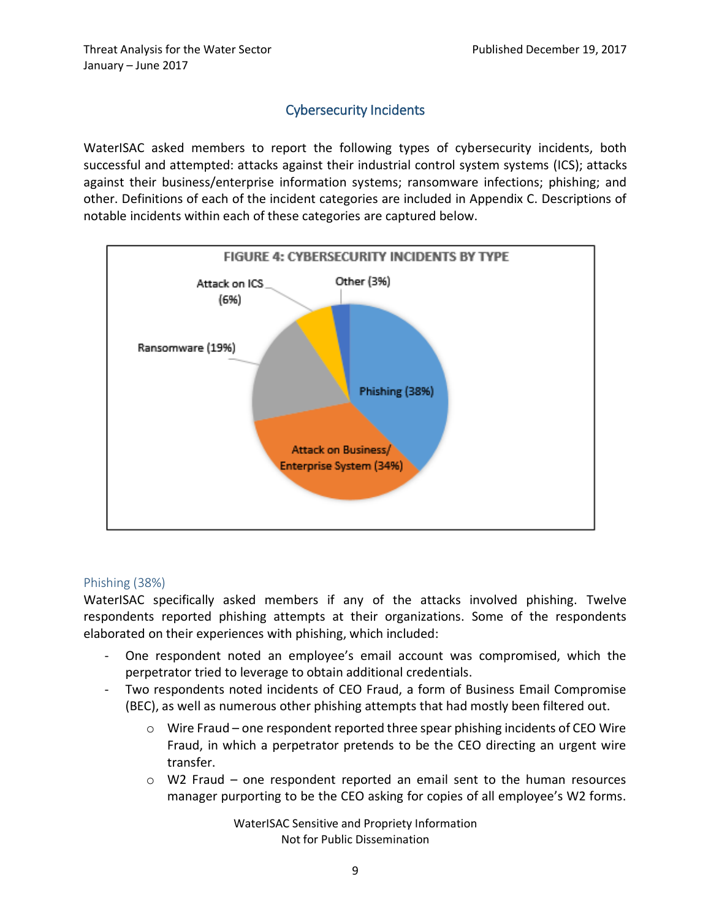## Cybersecurity Incidents

WaterISAC asked members to report the following types of cybersecurity incidents, both successful and attempted: attacks against their industrial control system systems (ICS); attacks against their business/enterprise information systems; ransomware infections; phishing; and other. Definitions of each of the incident categories are included in Appendix C. Descriptions of notable incidents within each of these categories are captured below.

FIGURE 4: CYBERSECURITY INCIDENTS BY TYPE

| Type | Percentage |
|---|---|
| Phishing | 38% |
| Attack on Business/Enterprise System | 34% |
| Ransomware | 19% |
| Attack on ICS | 6% |
| Other | 3% |

### Phishing (38%)

WaterISAC specifically asked members if any of the attacks involved phishing. Twelve respondents reported phishing attempts at their organizations. Some of the respondents elaborated on their experiences with phishing, which included:

- One respondent noted an employee's email account was compromised, which the perpetrator tried to leverage to obtain additional credentials.
- Two respondents noted incidents of CEO Fraud, a form of Business Email Compromise (BEC), as well as numerous other phishing attempts that had mostly been filtered out.
  - Wire Fraud – one respondent reported three spear phishing incidents of CEO Wire Fraud, in which a perpetrator pretends to be the CEO directing an urgent wire transfer.
  - W2 Fraud – one respondent reported an email sent to the human resources manager purporting to be the CEO asking for copies of all employee's W2 forms.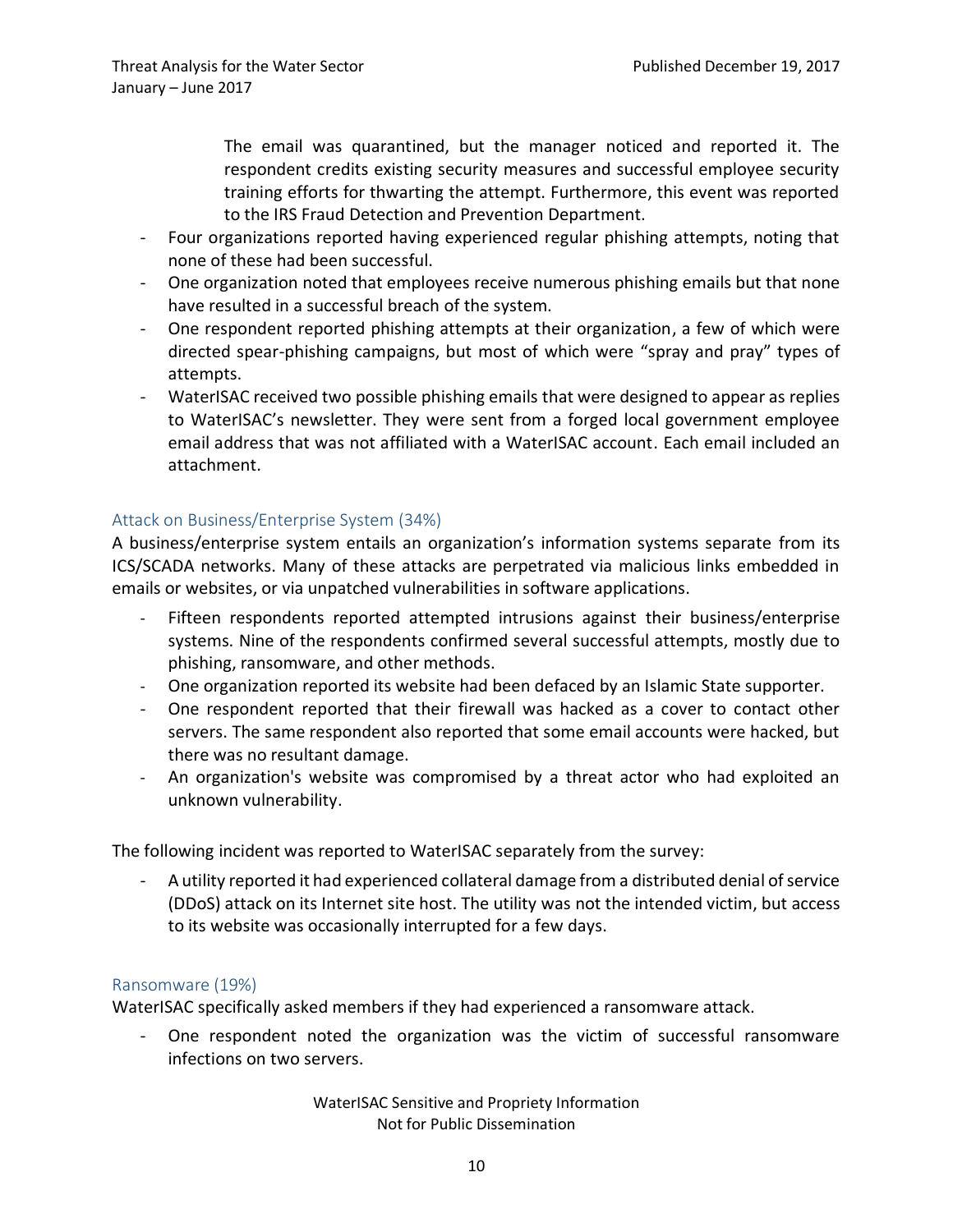The email was quarantined, but the manager noticed and reported it. The respondent credits existing security measures and successful employee security training efforts for thwarting the attempt. Furthermore, this event was reported to the IRS Fraud Detection and Prevention Department.

- Four organizations reported having experienced regular phishing attempts, noting that none of these had been successful.
- One organization noted that employees receive numerous phishing emails but that none have resulted in a successful breach of the system.
- One respondent reported phishing attempts at their organization, a few of which were directed spear-phishing campaigns, but most of which were "spray and pray" types of attempts.
- WaterISAC received two possible phishing emails that were designed to appear as replies to WaterISAC's newsletter. They were sent from a forged local government employee email address that was not affiliated with a WaterISAC account. Each email included an attachment.

### Attack on Business/Enterprise System (34%)

A business/enterprise system entails an organization's information systems separate from its ICS/SCADA networks. Many of these attacks are perpetrated via malicious links embedded in emails or websites, or via unpatched vulnerabilities in software applications.

- Fifteen respondents reported attempted intrusions against their business/enterprise systems. Nine of the respondents confirmed several successful attempts, mostly due to phishing, ransomware, and other methods.
- One organization reported its website had been defaced by an Islamic State supporter.
- One respondent reported that their firewall was hacked as a cover to contact other servers. The same respondent also reported that some email accounts were hacked, but there was no resultant damage.
- An organization's website was compromised by a threat actor who had exploited an unknown vulnerability.

The following incident was reported to WaterISAC separately from the survey:

- A utility reported it had experienced collateral damage from a distributed denial of service (DDoS) attack on its Internet site host. The utility was not the intended victim, but access to its website was occasionally interrupted for a few days.

### Ransomware (19%)

WaterISAC specifically asked members if they had experienced a ransomware attack.

- One respondent noted the organization was the victim of successful ransomware infections on two servers.

WaterISAC Sensitive and Propriety Information
Not for Public Dissemination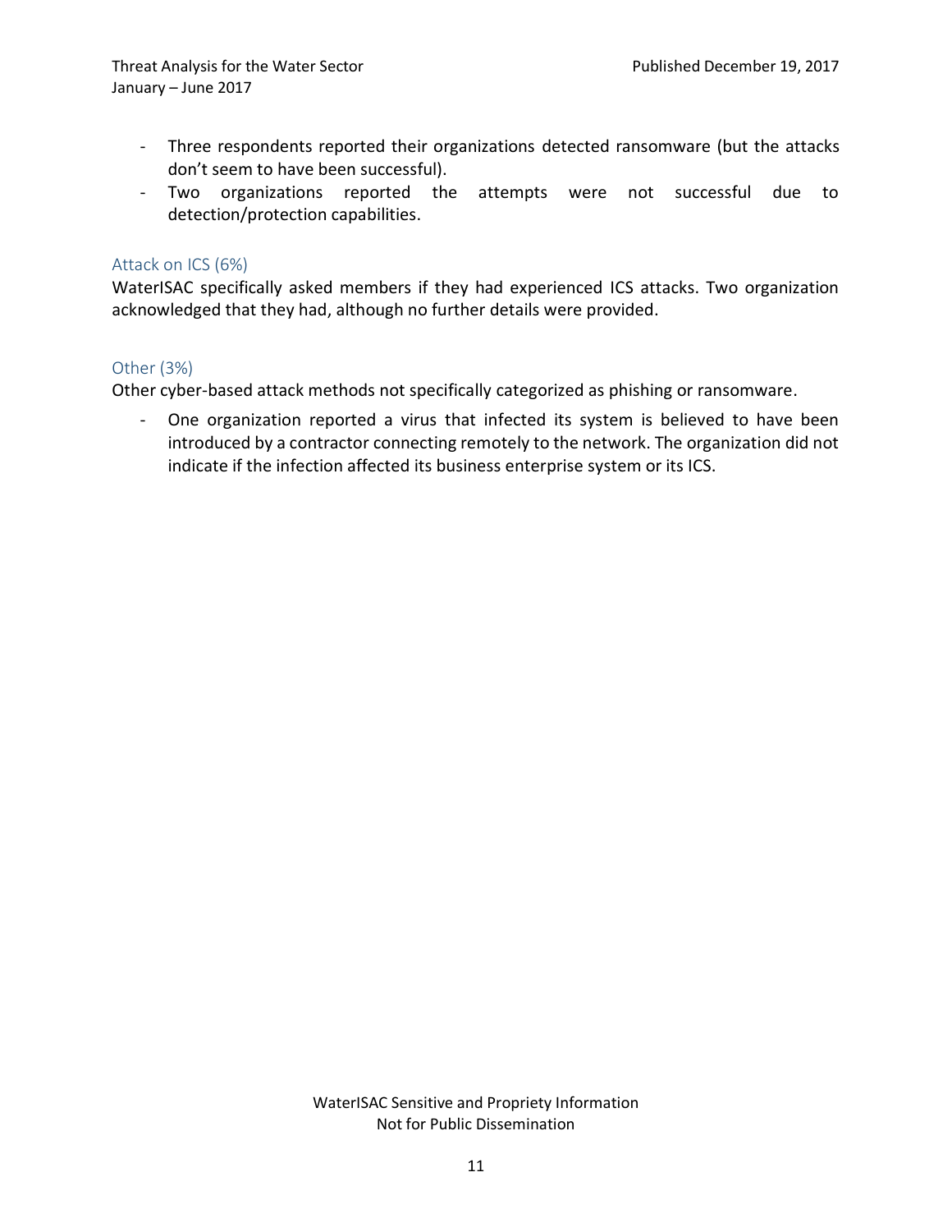- Three respondents reported their organizations detected ransomware (but the attacks don't seem to have been successful).
- Two organizations reported the attempts were not successful due to detection/protection capabilities.

### Attack on ICS (6%)

WaterISAC specifically asked members if they had experienced ICS attacks. Two organization acknowledged that they had, although no further details were provided.

### Other (3%)

Other cyber-based attack methods not specifically categorized as phishing or ransomware.

- One organization reported a virus that infected its system is believed to have been introduced by a contractor connecting remotely to the network. The organization did not indicate if the infection affected its business enterprise system or its ICS.

WaterISAC Sensitive and Propriety Information
Not for Public Dissemination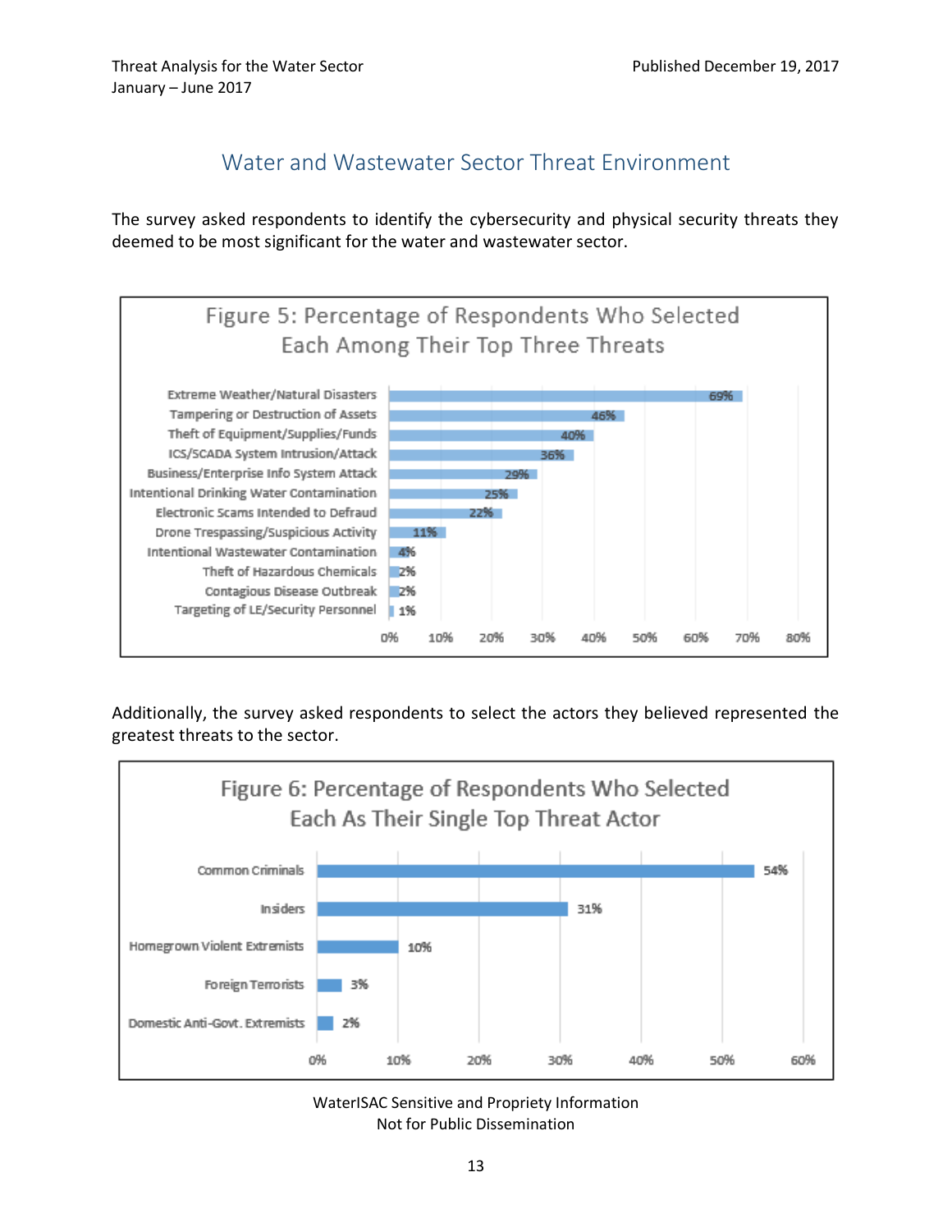## Water and Wastewater Sector Threat Environment

The survey asked respondents to identify the cybersecurity and physical security threats they deemed to be most significant for the water and wastewater sector.

**Figure 5: Percentage of Respondents Who Selected Each Among Their Top Three Threats**

| Threat | Percentage |
| --- | --- |
| Extreme Weather/Natural Disasters | 69% |
| Tampering or Destruction of Assets | 46% |
| Theft of Equipment/Supplies/Funds | 40% |
| ICS/SCADA System Intrusion/Attack | 36% |
| Business/Enterprise Info System Attack | 29% |
| Intentional Drinking Water Contamination | 25% |
| Electronic Scams Intended to Defraud | 22% |
| Drone Trespassing/Suspicious Activity | 11% |
| Intentional Wastewater Contamination | 4% |
| Theft of Hazardous Chemicals | 2% |
| Contagious Disease Outbreak | 2% |
| Targeting of LE/Security Personnel | 1% |

Additionally, the survey asked respondents to select the actors they believed represented the greatest threats to the sector.

**Figure 6: Percentage of Respondents Who Selected Each As Their Single Top Threat Actor**

| Threat Actor | Percentage |
| --- | --- |
| Common Criminals | 54% |
| Insiders | 31% |
| Homegrown Violent Extremists | 10% |
| Foreign Terrorists | 3% |
| Domestic Anti-Govt. Extremists | 2% |

WaterISAC Sensitive and Propriety Information
Not for Public Dissemination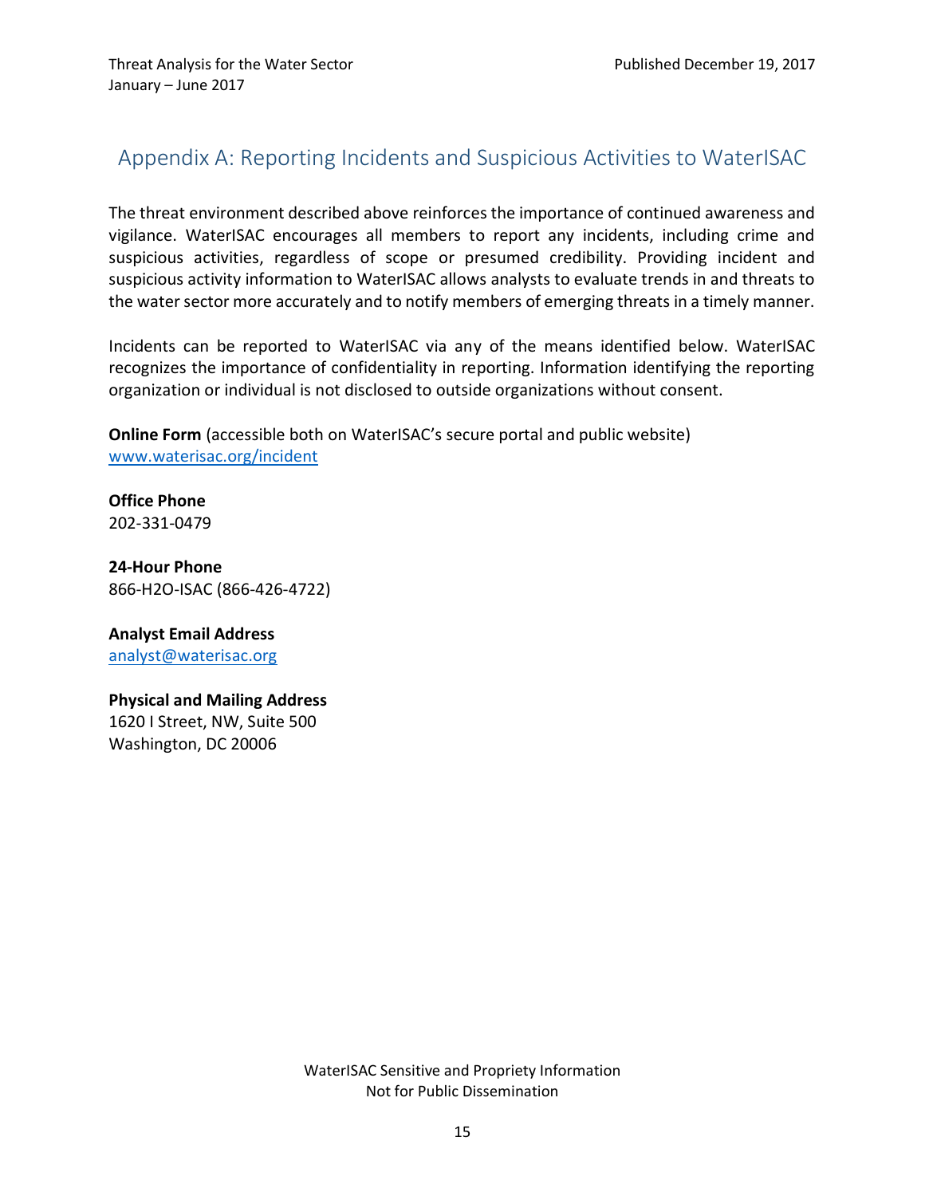## Appendix A: Reporting Incidents and Suspicious Activities to WaterISAC

The threat environment described above reinforces the importance of continued awareness and vigilance. WaterISAC encourages all members to report any incidents, including crime and suspicious activities, regardless of scope or presumed credibility. Providing incident and suspicious activity information to WaterISAC allows analysts to evaluate trends in and threats to the water sector more accurately and to notify members of emerging threats in a timely manner.

Incidents can be reported to WaterISAC via any of the means identified below. WaterISAC recognizes the importance of confidentiality in reporting. Information identifying the reporting organization or individual is not disclosed to outside organizations without consent.

**Online Form** (accessible both on WaterISAC's secure portal and public website)
www.waterisac.org/incident

**Office Phone**
202-331-0479

**24-Hour Phone**
866-H2O-ISAC (866-426-4722)

**Analyst Email Address**
analyst@waterisac.org

**Physical and Mailing Address**
1620 I Street, NW, Suite 500
Washington, DC 20006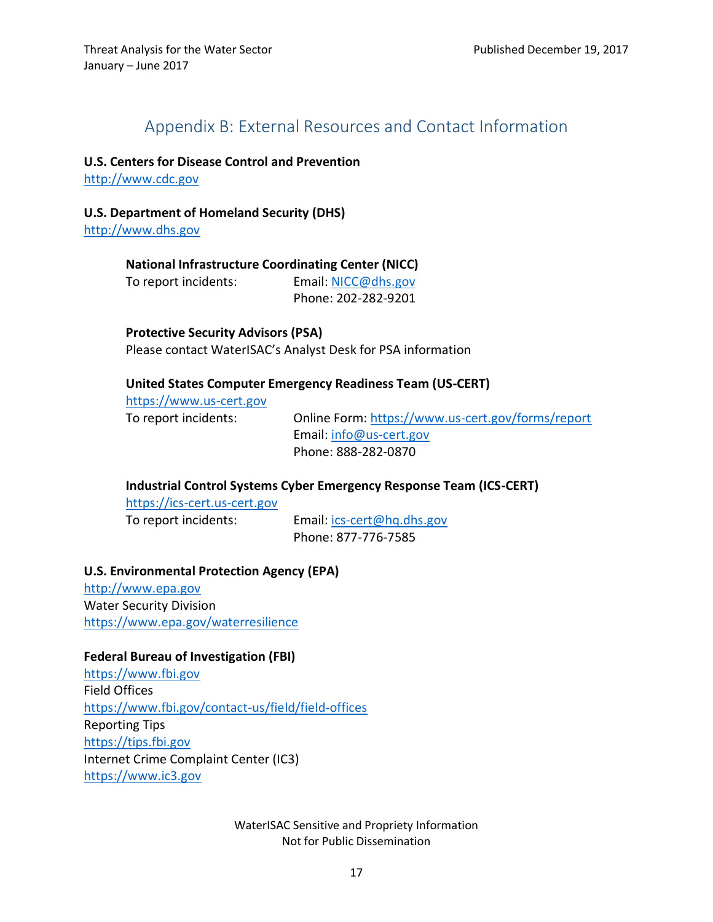## Appendix B: External Resources and Contact Information

**U.S. Centers for Disease Control and Prevention**
http://www.cdc.gov

**U.S. Department of Homeland Security (DHS)**
http://www.dhs.gov

**National Infrastructure Coordinating Center (NICC)**
To report incidents: Email: NICC@dhs.gov
Phone: 202-282-9201

**Protective Security Advisors (PSA)**
Please contact WaterISAC's Analyst Desk for PSA information

**United States Computer Emergency Readiness Team (US-CERT)**
https://www.us-cert.gov
To report incidents: Online Form: https://www.us-cert.gov/forms/report
Email: info@us-cert.gov
Phone: 888-282-0870

**Industrial Control Systems Cyber Emergency Response Team (ICS-CERT)**
https://ics-cert.us-cert.gov
To report incidents: Email: ics-cert@hq.dhs.gov
Phone: 877-776-7585

**U.S. Environmental Protection Agency (EPA)**
http://www.epa.gov
Water Security Division
https://www.epa.gov/waterresilience

**Federal Bureau of Investigation (FBI)**
https://www.fbi.gov
Field Offices
https://www.fbi.gov/contact-us/field/field-offices
Reporting Tips
https://tips.fbi.gov
Internet Crime Complaint Center (IC3)
https://www.ic3.gov

WaterISAC Sensitive and Propriety Information
Not for Public Dissemination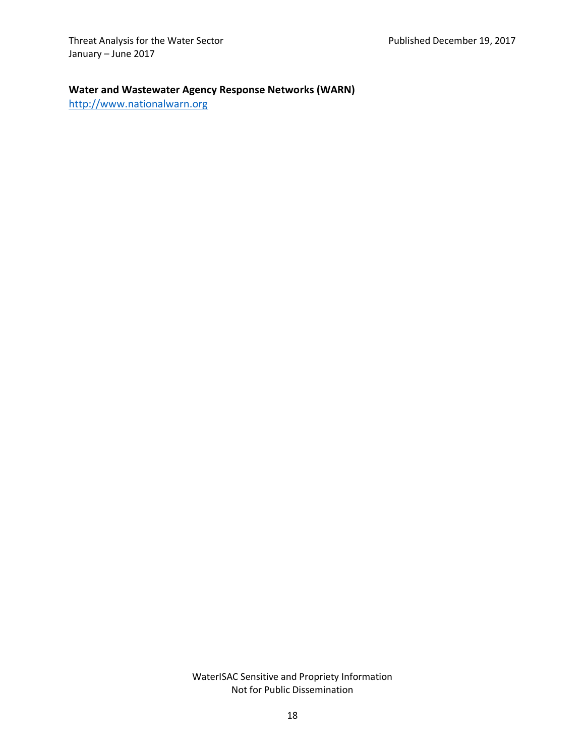**Water and Wastewater Agency Response Networks (WARN)**

http://www.nationalwarn.org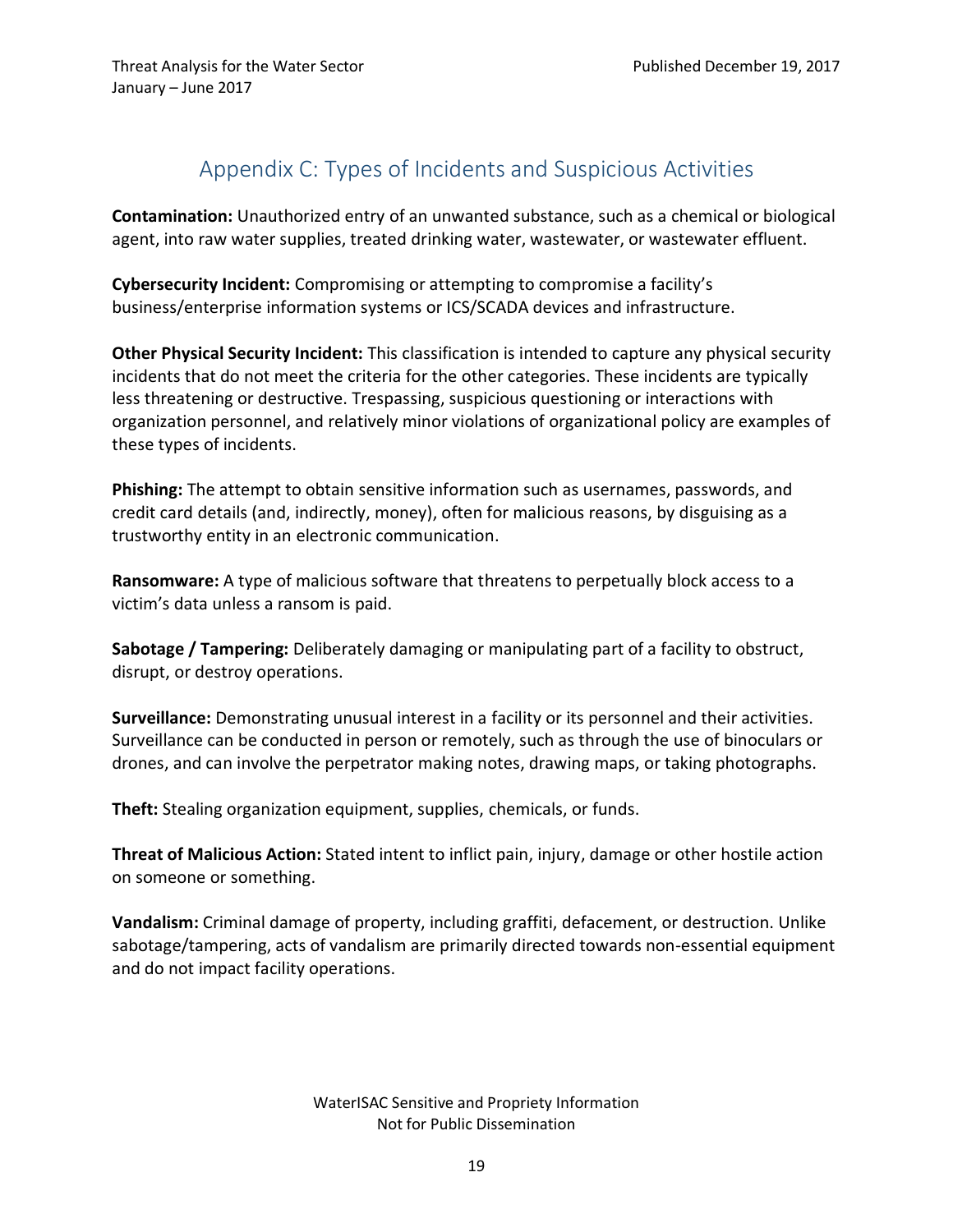# Appendix C: Types of Incidents and Suspicious Activities

**Contamination:** Unauthorized entry of an unwanted substance, such as a chemical or biological agent, into raw water supplies, treated drinking water, wastewater, or wastewater effluent.

**Cybersecurity Incident:** Compromising or attempting to compromise a facility's business/enterprise information systems or ICS/SCADA devices and infrastructure.

**Other Physical Security Incident:** This classification is intended to capture any physical security incidents that do not meet the criteria for the other categories. These incidents are typically less threatening or destructive. Trespassing, suspicious questioning or interactions with organization personnel, and relatively minor violations of organizational policy are examples of these types of incidents.

**Phishing:** The attempt to obtain sensitive information such as usernames, passwords, and credit card details (and, indirectly, money), often for malicious reasons, by disguising as a trustworthy entity in an electronic communication.

**Ransomware:** A type of malicious software that threatens to perpetually block access to a victim's data unless a ransom is paid.

**Sabotage / Tampering:** Deliberately damaging or manipulating part of a facility to obstruct, disrupt, or destroy operations.

**Surveillance:** Demonstrating unusual interest in a facility or its personnel and their activities. Surveillance can be conducted in person or remotely, such as through the use of binoculars or drones, and can involve the perpetrator making notes, drawing maps, or taking photographs.

**Theft:** Stealing organization equipment, supplies, chemicals, or funds.

**Threat of Malicious Action:** Stated intent to inflict pain, injury, damage or other hostile action on someone or something.

**Vandalism:** Criminal damage of property, including graffiti, defacement, or destruction. Unlike sabotage/tampering, acts of vandalism are primarily directed towards non-essential equipment and do not impact facility operations.